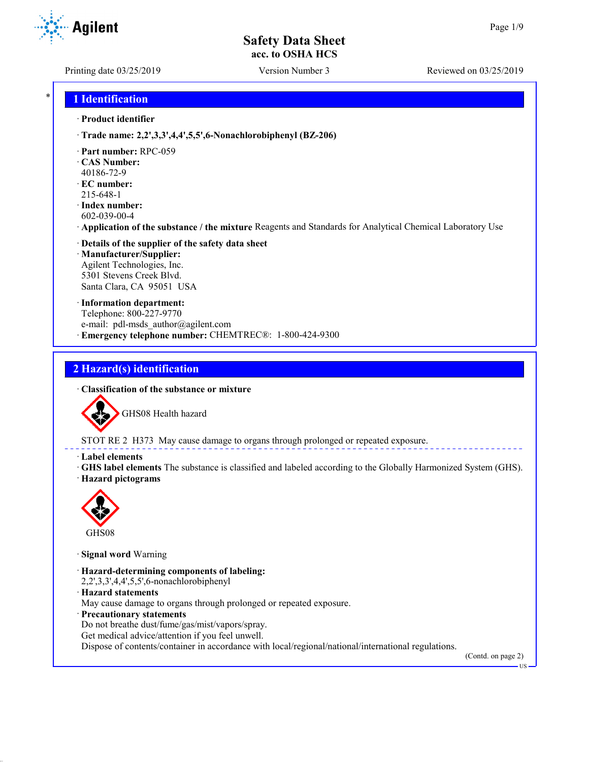# Safety Data Sheet
**acc. to OSHA HCS**

Printing date 03/25/2019 Version Number 3 Reviewed on 03/25/2019

## 1 Identification

· **Product identifier**

· **Trade name: 2,2',3,3',4,4',5,5',6-Nonachlorobiphenyl (BZ-206)**

· **Part number:** RPC-059
· **CAS Number:**
40186-72-9
· **EC number:**
215-648-1
· **Index number:**
602-039-00-4
· **Application of the substance / the mixture** Reagents and Standards for Analytical Chemical Laboratory Use

· **Details of the supplier of the safety data sheet**
· **Manufacturer/Supplier:**
Agilent Technologies, Inc.
5301 Stevens Creek Blvd.
Santa Clara, CA 95051 USA

· **Information department:**
Telephone: 800-227-9770
e-mail: pdl-msds_author@agilent.com
· **Emergency telephone number:** CHEMTREC®: 1-800-424-9300

## 2 Hazard(s) identification

· **Classification of the substance or mixture**

GHS08 Health hazard

STOT RE 2 H373 May cause damage to organs through prolonged or repeated exposure.

· **Label elements**
· **GHS label elements** The substance is classified and labeled according to the Globally Harmonized System (GHS).
· **Hazard pictograms**

GHS08

· **Signal word** Warning

· **Hazard-determining components of labeling:**
2,2',3,3',4,4',5,5',6-nonachlorobiphenyl
· **Hazard statements**
May cause damage to organs through prolonged or repeated exposure.
· **Precautionary statements**
Do not breathe dust/fume/gas/mist/vapors/spray.
Get medical advice/attention if you feel unwell.
Dispose of contents/container in accordance with local/regional/national/international regulations.

(Contd. on page 2)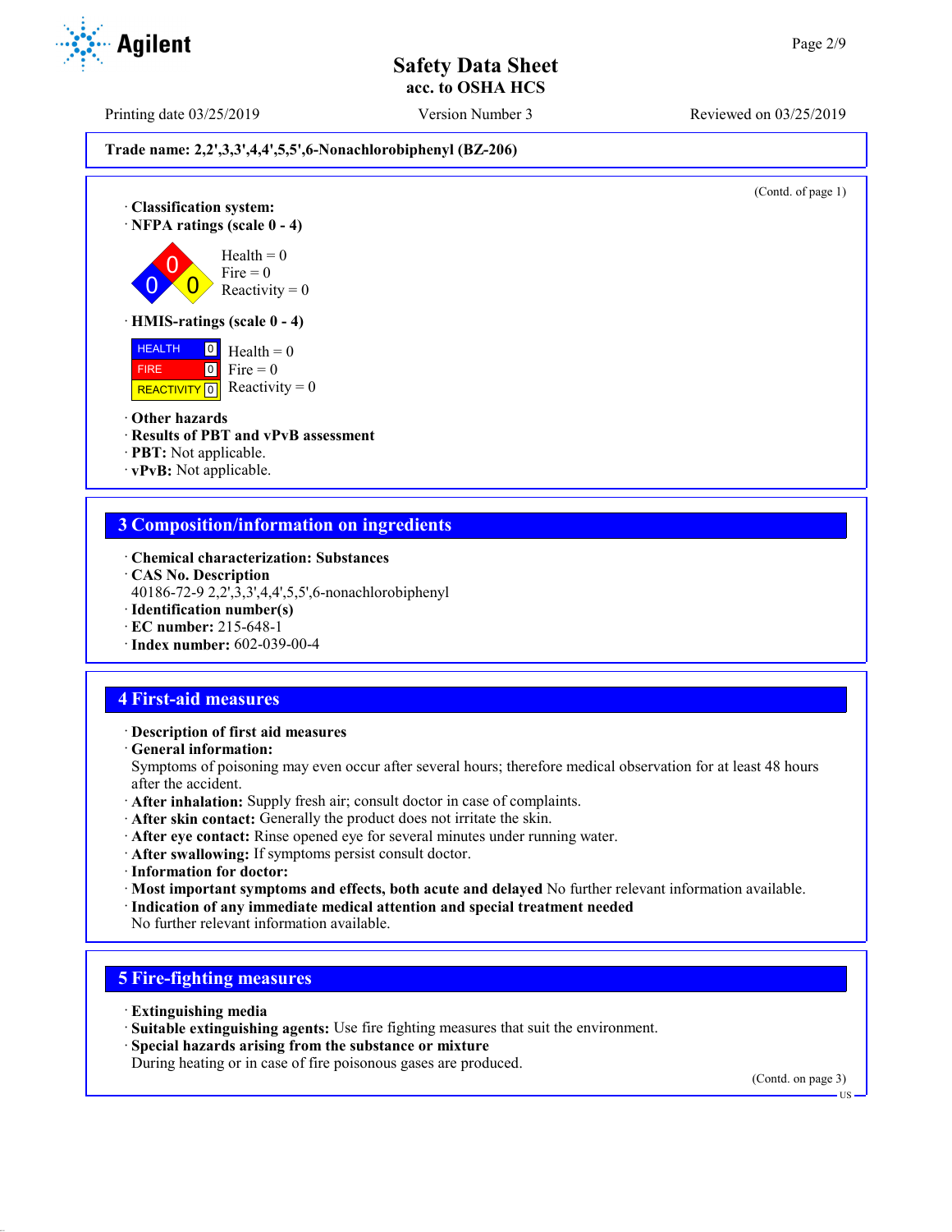Trade name: 2,2',3,3',4,4',5,5',6-Nonachlorobiphenyl (BZ-206)

(Contd. of page 1)

· **Classification system:**
· **NFPA ratings (scale 0 - 4)**

Health = 0
Fire = 0
Reactivity = 0

· **HMIS-ratings (scale 0 - 4)**

| | | |
|---|---|---|
| HEALTH | 0 | Health = 0 |
| FIRE | 0 | Fire = 0 |
| REACTIVITY | 0 | Reactivity = 0 |

· **Other hazards**
· **Results of PBT and vPvB assessment**
· **PBT:** Not applicable.
· **vPvB:** Not applicable.

## 3 Composition/information on ingredients

· **Chemical characterization: Substances**
· **CAS No. Description**
40186-72-9 2,2',3,3',4,4',5,5',6-nonachlorobiphenyl
· **Identification number(s)**
· **EC number:** 215-648-1
· **Index number:** 602-039-00-4

## 4 First-aid measures

· **Description of first aid measures**
· **General information:**
Symptoms of poisoning may even occur after several hours; therefore medical observation for at least 48 hours after the accident.
· **After inhalation:** Supply fresh air; consult doctor in case of complaints.
· **After skin contact:** Generally the product does not irritate the skin.
· **After eye contact:** Rinse opened eye for several minutes under running water.
· **After swallowing:** If symptoms persist consult doctor.
· **Information for doctor:**
· **Most important symptoms and effects, both acute and delayed** No further relevant information available.
· **Indication of any immediate medical attention and special treatment needed**
No further relevant information available.

## 5 Fire-fighting measures

· **Extinguishing media**
· **Suitable extinguishing agents:** Use fire fighting measures that suit the environment.
· **Special hazards arising from the substance or mixture**
During heating or in case of fire poisonous gases are produced.

(Contd. on page 3)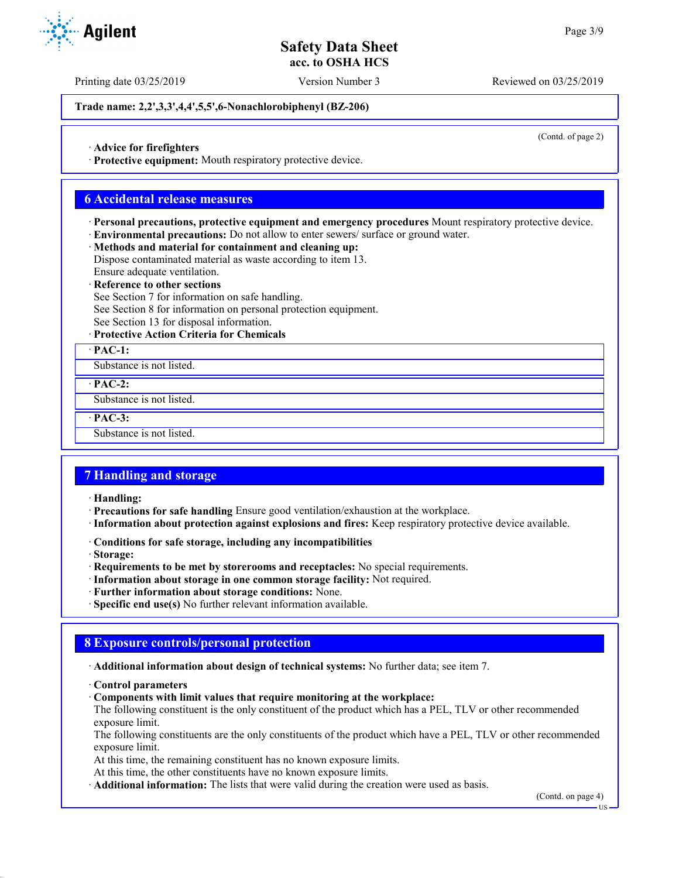**Trade name: 2,2',3,3',4,4',5,5',6-Nonachlorobiphenyl (BZ-206)**

(Contd. of page 2)

· **Advice for firefighters**
· **Protective equipment:** Mouth respiratory protective device.

## 6 Accidental release measures

· **Personal precautions, protective equipment and emergency procedures** Mount respiratory protective device.
· **Environmental precautions:** Do not allow to enter sewers/ surface or ground water.
· **Methods and material for containment and cleaning up:**
Dispose contaminated material as waste according to item 13.
Ensure adequate ventilation.
· **Reference to other sections**
See Section 7 for information on safe handling.
See Section 8 for information on personal protection equipment.
See Section 13 for disposal information.
· **Protective Action Criteria for Chemicals**

· **PAC-1:**
Substance is not listed.

· **PAC-2:**
Substance is not listed.

· **PAC-3:**
Substance is not listed.

## 7 Handling and storage

· **Handling:**
· **Precautions for safe handling** Ensure good ventilation/exhaustion at the workplace.
· **Information about protection against explosions and fires:** Keep respiratory protective device available.

· **Conditions for safe storage, including any incompatibilities**
· **Storage:**
· **Requirements to be met by storerooms and receptacles:** No special requirements.
· **Information about storage in one common storage facility:** Not required.
· **Further information about storage conditions:** None.
· **Specific end use(s)** No further relevant information available.

## 8 Exposure controls/personal protection

· **Additional information about design of technical systems:** No further data; see item 7.

· **Control parameters**
· **Components with limit values that require monitoring at the workplace:**
The following constituent is the only constituent of the product which has a PEL, TLV or other recommended exposure limit.
The following constituents are the only constituents of the product which have a PEL, TLV or other recommended exposure limit.
At this time, the remaining constituent has no known exposure limits.
At this time, the other constituents have no known exposure limits.
· **Additional information:** The lists that were valid during the creation were used as basis.

(Contd. on page 4)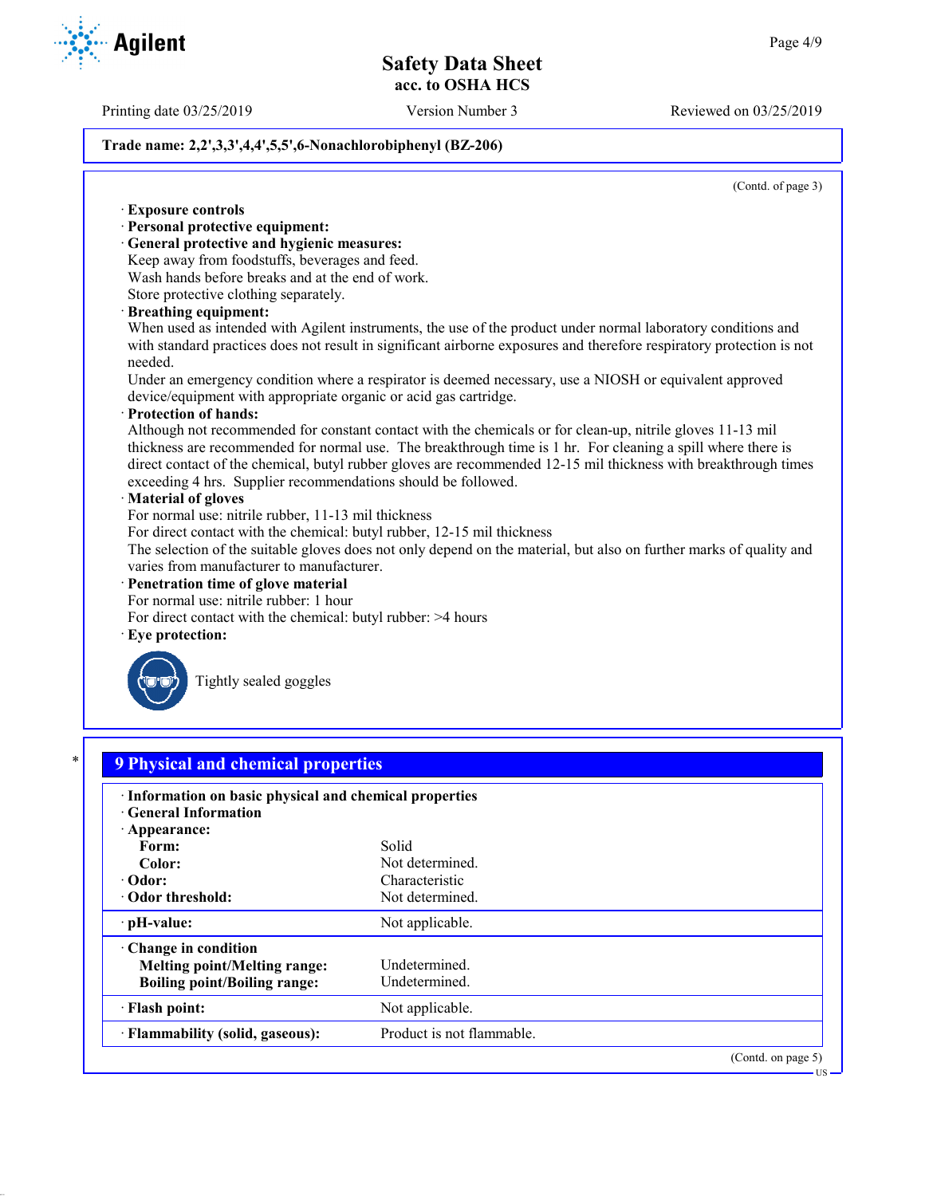**Trade name: 2,2',3,3',4,4',5,5',6-Nonachlorobiphenyl (BZ-206)**

(Contd. of page 3)

· **Exposure controls**
· **Personal protective equipment:**
· **General protective and hygienic measures:**
Keep away from foodstuffs, beverages and feed.
Wash hands before breaks and at the end of work.
Store protective clothing separately.
· **Breathing equipment:**
When used as intended with Agilent instruments, the use of the product under normal laboratory conditions and with standard practices does not result in significant airborne exposures and therefore respiratory protection is not needed.
Under an emergency condition where a respirator is deemed necessary, use a NIOSH or equivalent approved device/equipment with appropriate organic or acid gas cartridge.
· **Protection of hands:**
Although not recommended for constant contact with the chemicals or for clean-up, nitrile gloves 11-13 mil thickness are recommended for normal use. The breakthrough time is 1 hr. For cleaning a spill where there is direct contact of the chemical, butyl rubber gloves are recommended 12-15 mil thickness with breakthrough times exceeding 4 hrs. Supplier recommendations should be followed.
· **Material of gloves**
For normal use: nitrile rubber, 11-13 mil thickness
For direct contact with the chemical: butyl rubber, 12-15 mil thickness
The selection of the suitable gloves does not only depend on the material, but also on further marks of quality and varies from manufacturer to manufacturer.
· **Penetration time of glove material**
For normal use: nitrile rubber: 1 hour
For direct contact with the chemical: butyl rubber: >4 hours
· **Eye protection:**

Tightly sealed goggles

## 9 Physical and chemical properties

| | |
|---|---|
| · **Information on basic physical and chemical properties** | |
| · **General Information** | |
| · **Appearance:** | |
| **Form:** | Solid |
| **Color:** | Not determined. |
| · **Odor:** | Characteristic |
| · **Odor threshold:** | Not determined. |
| · **pH-value:** | Not applicable. |
| · **Change in condition** | |
| **Melting point/Melting range:** | Undetermined. |
| **Boiling point/Boiling range:** | Undetermined. |
| · **Flash point:** | Not applicable. |
| · **Flammability (solid, gaseous):** | Product is not flammable. |

(Contd. on page 5)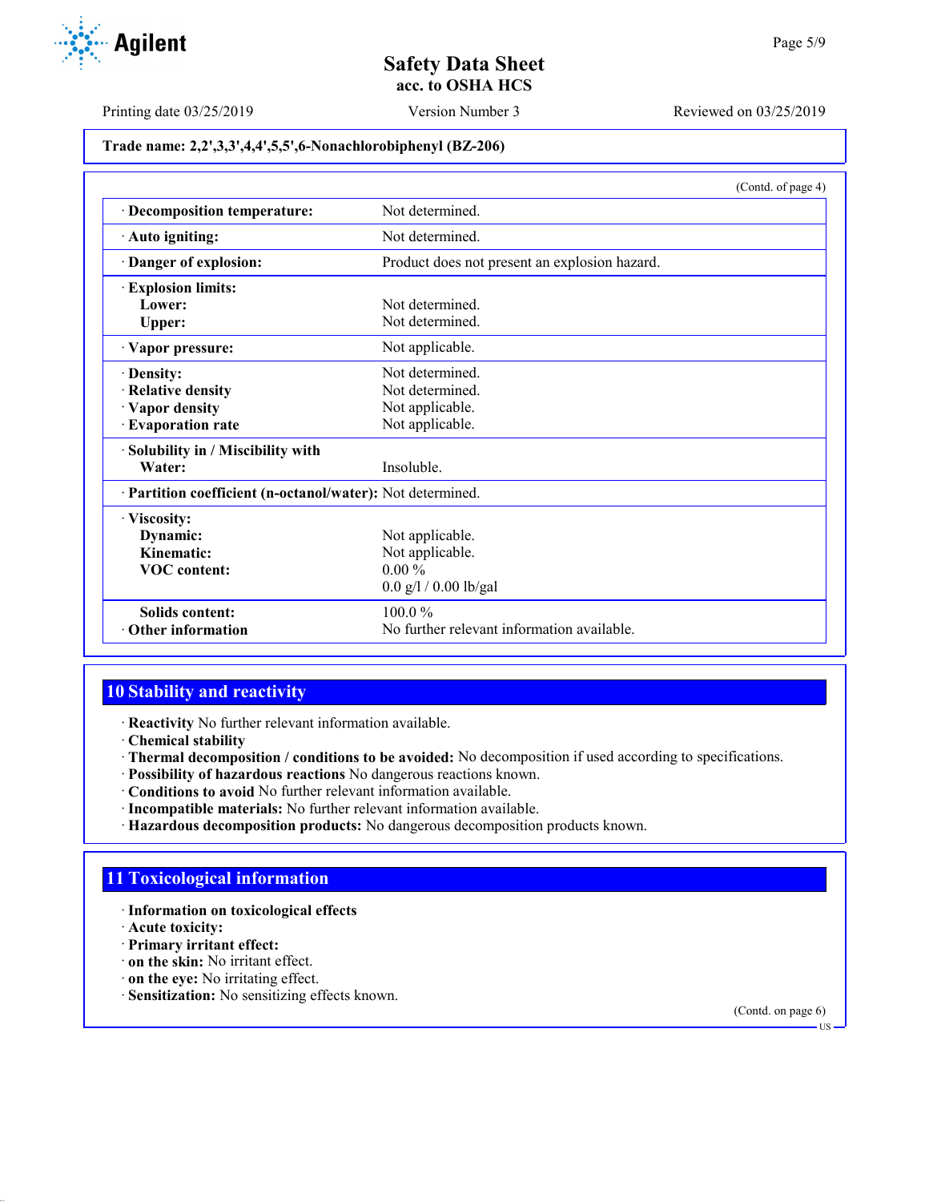Trade name: 2,2',3,3',4,4',5,5',6-Nonachlorobiphenyl (BZ-206)

(Contd. of page 4)

| Property | Value |
|---|---|
| · **Decomposition temperature:** | Not determined. |
| · **Auto igniting:** | Not determined. |
| · **Danger of explosion:** | Product does not present an explosion hazard. |
| · **Explosion limits:** | |
| **Lower:** | Not determined. |
| **Upper:** | Not determined. |
| · **Vapor pressure:** | Not applicable. |
| · **Density:** | Not determined. |
| · **Relative density** | Not determined. |
| · **Vapor density** | Not applicable. |
| · **Evaporation rate** | Not applicable. |
| · **Solubility in / Miscibility with** | |
| **Water:** | Insoluble. |
| · **Partition coefficient (n-octanol/water):** | Not determined. |
| · **Viscosity:** | |
| **Dynamic:** | Not applicable. |
| **Kinematic:** | Not applicable. |
| **VOC content:** | 0.00 % |
| | 0.0 g/l / 0.00 lb/gal |
| **Solids content:** | 100.0 % |
| · **Other information** | No further relevant information available. |

## 10 Stability and reactivity

· **Reactivity** No further relevant information available.
· **Chemical stability**
· **Thermal decomposition / conditions to be avoided:** No decomposition if used according to specifications.
· **Possibility of hazardous reactions** No dangerous reactions known.
· **Conditions to avoid** No further relevant information available.
· **Incompatible materials:** No further relevant information available.
· **Hazardous decomposition products:** No dangerous decomposition products known.

## 11 Toxicological information

· **Information on toxicological effects**
· **Acute toxicity:**
· **Primary irritant effect:**
· **on the skin:** No irritant effect.
· **on the eye:** No irritating effect.
· **Sensitization:** No sensitizing effects known.

(Contd. on page 6)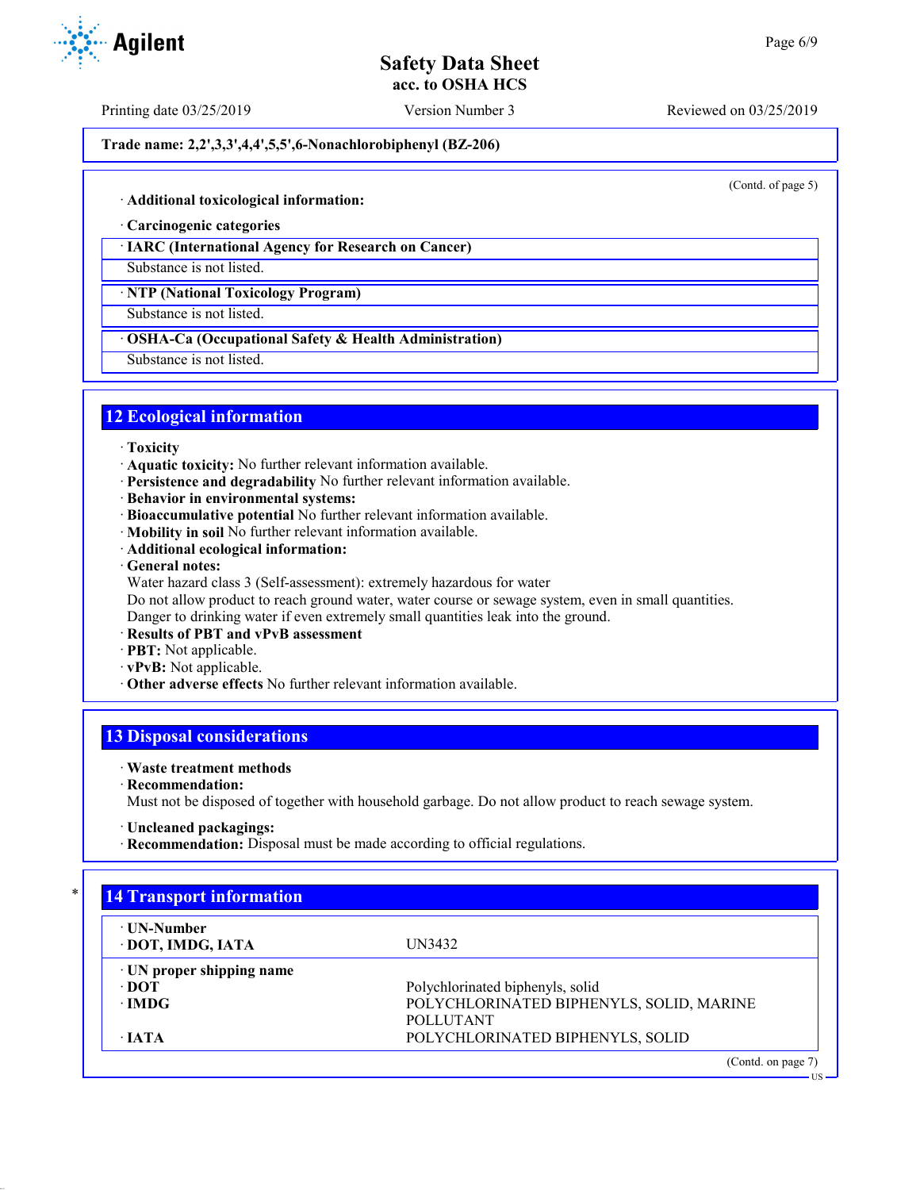Trade name: 2,2',3,3',4,4',5,5',6-Nonachlorobiphenyl (BZ-206)

(Contd. of page 5)

· **Additional toxicological information:**

· **Carcinogenic categories**

| · IARC (International Agency for Research on Cancer) |
|---|
| Substance is not listed. |

| · NTP (National Toxicology Program) |
|---|
| Substance is not listed. |

| · OSHA-Ca (Occupational Safety & Health Administration) |
|---|
| Substance is not listed. |

## 12 Ecological information

· **Toxicity**
· **Aquatic toxicity:** No further relevant information available.
· **Persistence and degradability** No further relevant information available.
· **Behavior in environmental systems:**
· **Bioaccumulative potential** No further relevant information available.
· **Mobility in soil** No further relevant information available.
· **Additional ecological information:**
· **General notes:**
Water hazard class 3 (Self-assessment): extremely hazardous for water
Do not allow product to reach ground water, water course or sewage system, even in small quantities.
Danger to drinking water if even extremely small quantities leak into the ground.
· **Results of PBT and vPvB assessment**
· **PBT:** Not applicable.
· **vPvB:** Not applicable.
· **Other adverse effects** No further relevant information available.

## 13 Disposal considerations

· **Waste treatment methods**
· **Recommendation:**
Must not be disposed of together with household garbage. Do not allow product to reach sewage system.

· **Uncleaned packagings:**
· **Recommendation:** Disposal must be made according to official regulations.

## * 14 Transport information

| | |
|---|---|
| · **UN-Number** | |
| · **DOT, IMDG, IATA** | UN3432 |
| · **UN proper shipping name** | |
| · **DOT** | Polychlorinated biphenyls, solid |
| · **IMDG** | POLYCHLORINATED BIPHENYLS, SOLID, MARINE POLLUTANT |
| · **IATA** | POLYCHLORINATED BIPHENYLS, SOLID |

(Contd. on page 7)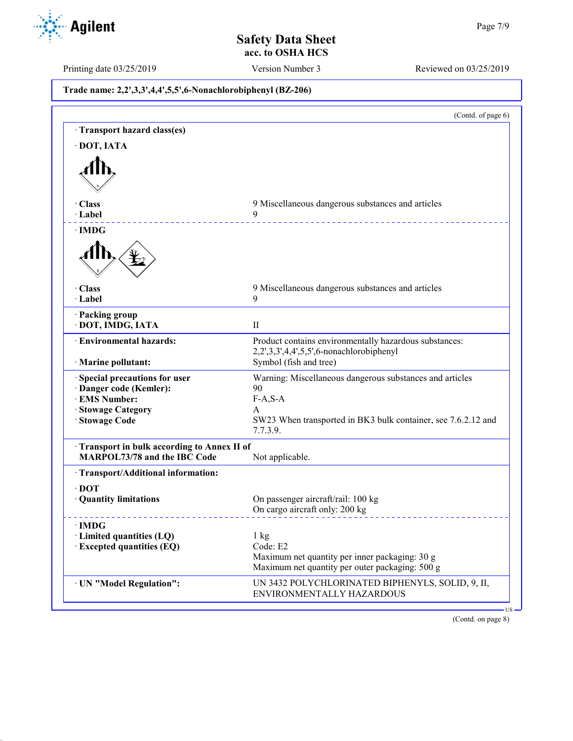**Trade name: 2,2',3,3',4,4',5,5',6-Nonachlorobiphenyl (BZ-206)**

(Contd. of page 6)

· **Transport hazard class(es)**

· **DOT, IATA**

| | |
|---|---|
| · **Class** | 9 Miscellaneous dangerous substances and articles |
| · **Label** | 9 |

· **IMDG**

| | |
|---|---|
| · **Class** | 9 Miscellaneous dangerous substances and articles |
| · **Label** | 9 |

| | |
|---|---|
| · **Packing group** | |
| · **DOT, IMDG, IATA** | II |
| · **Environmental hazards:** | Product contains environmentally hazardous substances: 2,2',3,3',4,4',5,5',6-nonachlorobiphenyl |
| · **Marine pollutant:** | Symbol (fish and tree) |
| · **Special precautions for user** | Warning: Miscellaneous dangerous substances and articles |
| · **Danger code (Kemler):** | 90 |
| · **EMS Number:** | F-A,S-A |
| · **Stowage Category** | A |
| · **Stowage Code** | SW23 When transported in BK3 bulk container, see 7.6.2.12 and 7.7.3.9. |
| · **Transport in bulk according to Annex II of MARPOL73/78 and the IBC Code** | Not applicable. |

· **Transport/Additional information:**

| | |
|---|---|
| · **DOT** | |
| · **Quantity limitations** | On passenger aircraft/rail: 100 kg<br>On cargo aircraft only: 200 kg |
| · **IMDG** | |
| · **Limited quantities (LQ)** | 1 kg |
| · **Excepted quantities (EQ)** | Code: E2<br>Maximum net quantity per inner packaging: 30 g<br>Maximum net quantity per outer packaging: 500 g |
| · **UN "Model Regulation":** | UN 3432 POLYCHLORINATED BIPHENYLS, SOLID, 9, II, ENVIRONMENTALLY HAZARDOUS |

(Contd. on page 8)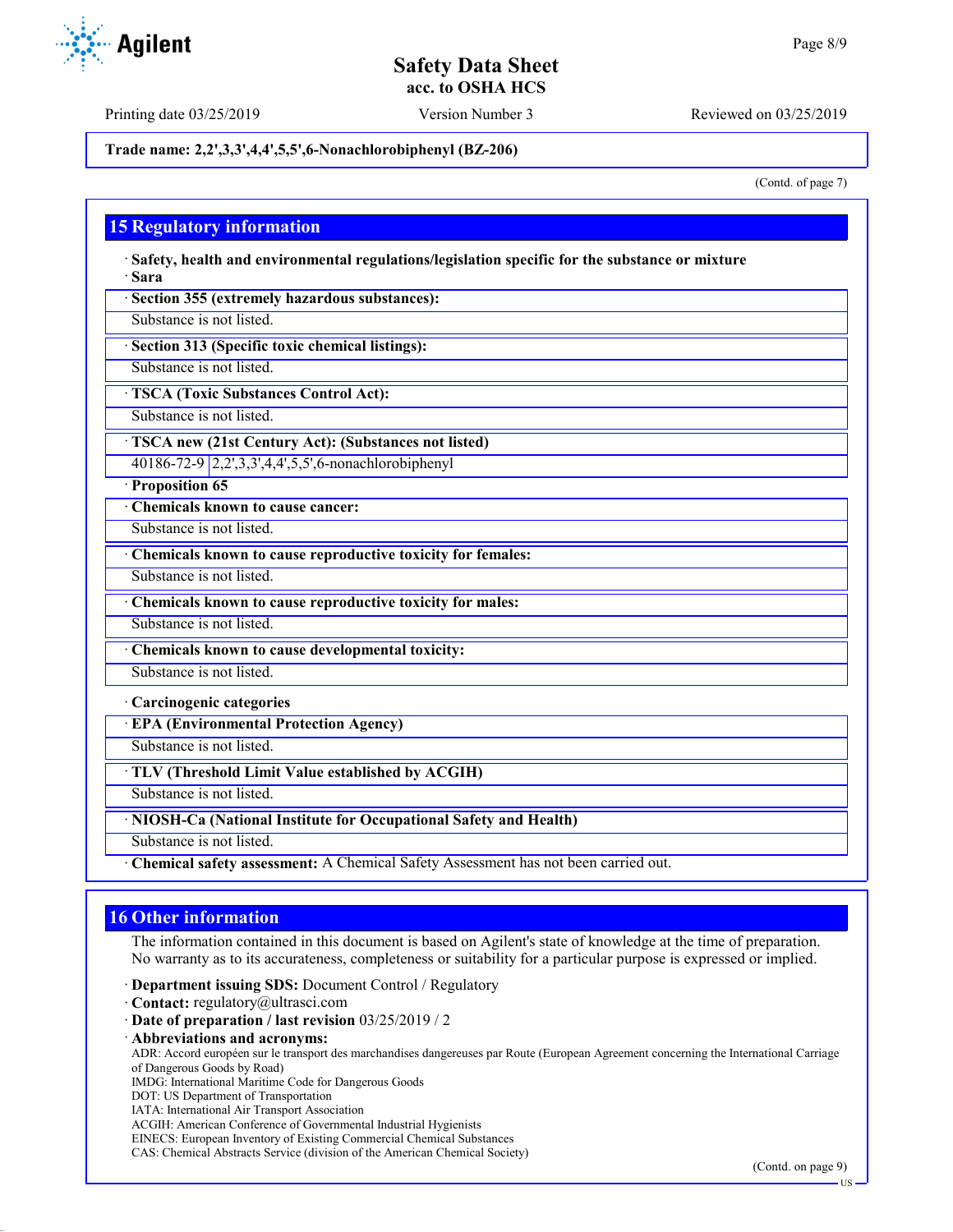**Trade name: 2,2',3,3',4,4',5,5',6-Nonachlorobiphenyl (BZ-206)**

(Contd. of page 7)

## 15 Regulatory information

· **Safety, health and environmental regulations/legislation specific for the substance or mixture**
· **Sara**

· **Section 355 (extremely hazardous substances):**
Substance is not listed.

· **Section 313 (Specific toxic chemical listings):**
Substance is not listed.

· **TSCA (Toxic Substances Control Act):**
Substance is not listed.

· **TSCA new (21st Century Act): (Substances not listed)**

| 40186-72-9 | 2,2',3,3',4,4',5,5',6-nonachlorobiphenyl |
|---|---|

· **Proposition 65**

· **Chemicals known to cause cancer:**
Substance is not listed.

· **Chemicals known to cause reproductive toxicity for females:**
Substance is not listed.

· **Chemicals known to cause reproductive toxicity for males:**
Substance is not listed.

· **Chemicals known to cause developmental toxicity:**
Substance is not listed.

· **Carcinogenic categories**

· **EPA (Environmental Protection Agency)**
Substance is not listed.

· **TLV (Threshold Limit Value established by ACGIH)**
Substance is not listed.

· **NIOSH-Ca (National Institute for Occupational Safety and Health)**
Substance is not listed.

· **Chemical safety assessment:** A Chemical Safety Assessment has not been carried out.

## 16 Other information

The information contained in this document is based on Agilent's state of knowledge at the time of preparation. No warranty as to its accurateness, completeness or suitability for a particular purpose is expressed or implied.

· **Department issuing SDS:** Document Control / Regulatory
· **Contact:** regulatory@ultrasci.com
· **Date of preparation / last revision** 03/25/2019 / 2
· **Abbreviations and acronyms:**
ADR: Accord européen sur le transport des marchandises dangereuses par Route (European Agreement concerning the International Carriage of Dangerous Goods by Road)
IMDG: International Maritime Code for Dangerous Goods
DOT: US Department of Transportation
IATA: International Air Transport Association
ACGIH: American Conference of Governmental Industrial Hygienists
EINECS: European Inventory of Existing Commercial Chemical Substances
CAS: Chemical Abstracts Service (division of the American Chemical Society)

(Contd. on page 9)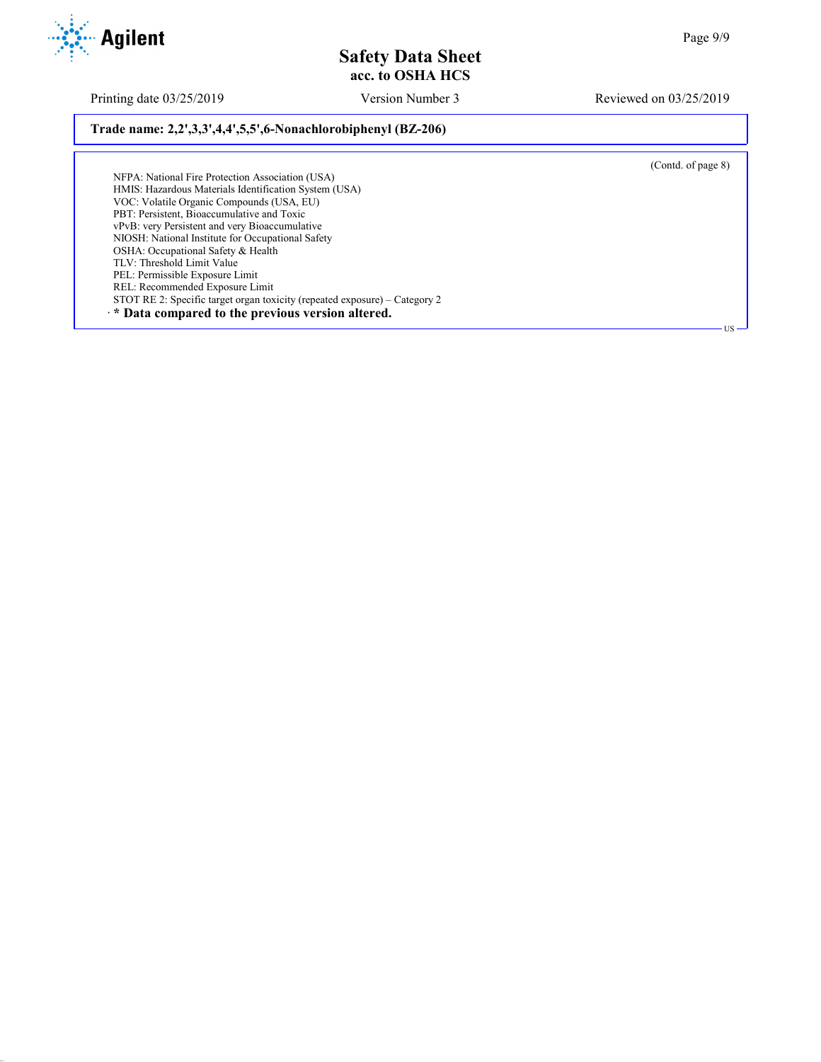**Trade name: 2,2',3,3',4,4',5,5',6-Nonachlorobiphenyl (BZ-206)**

(Contd. of page 8)

NFPA: National Fire Protection Association (USA)
HMIS: Hazardous Materials Identification System (USA)
VOC: Volatile Organic Compounds (USA, EU)
PBT: Persistent, Bioaccumulative and Toxic
vPvB: very Persistent and very Bioaccumulative
NIOSH: National Institute for Occupational Safety
OSHA: Occupational Safety & Health
TLV: Threshold Limit Value
PEL: Permissible Exposure Limit
REL: Recommended Exposure Limit
STOT RE 2: Specific target organ toxicity (repeated exposure) – Category 2

· **\* Data compared to the previous version altered.**

US